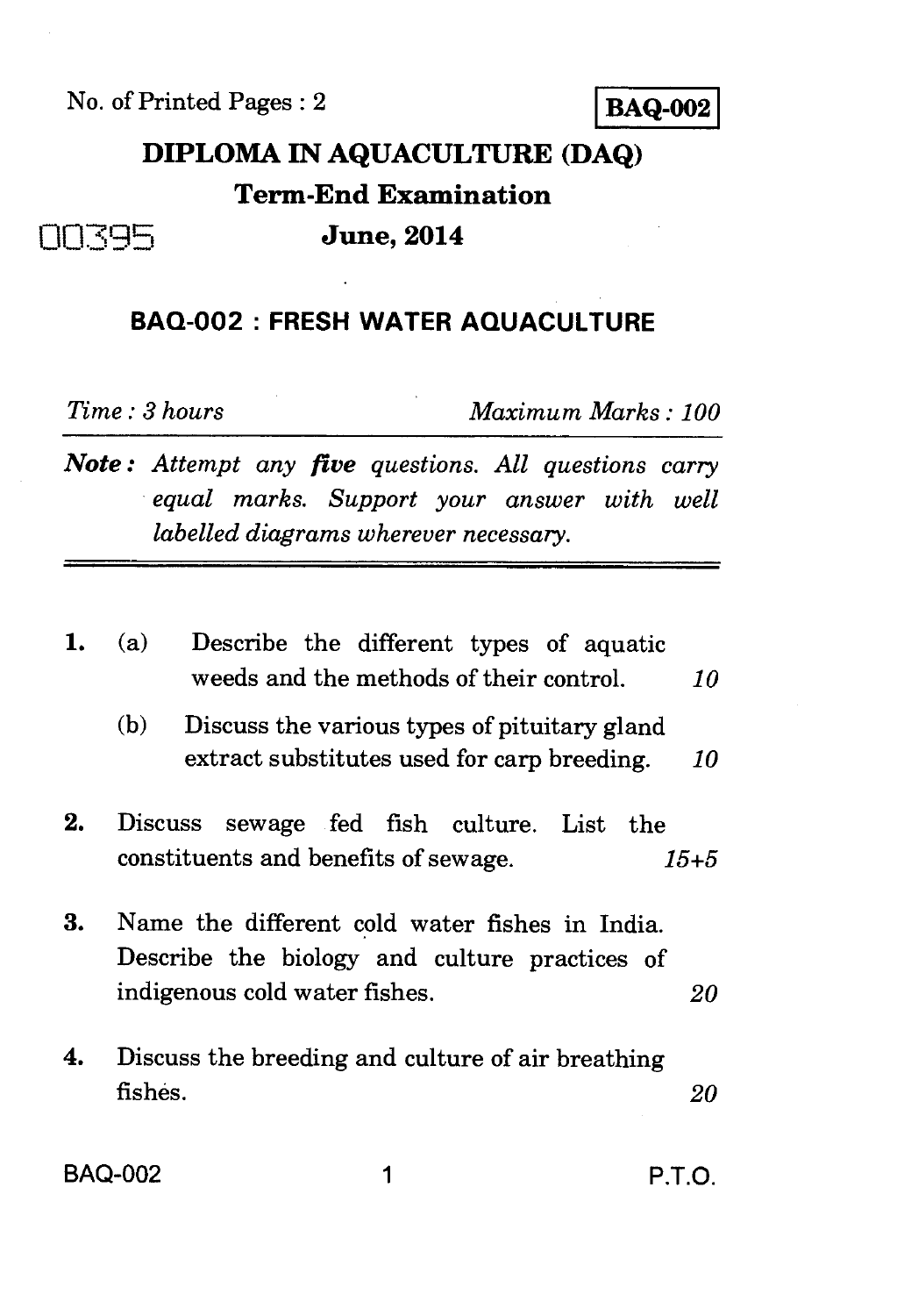No. of Printed Pages : 2

**BAQ-002**

# DIPLOMA IN AQUACULTURE (DAQ)

## Term-End Examination

00395

## June, 2014

## BAQ-002 : FRESH WATER AQUACULTURE

*Time : 3 hours* *Maximum Marks : 100*

***Note :*** *Attempt any **five** questions. All questions carry equal marks. Support your answer with well labelled diagrams wherever necessary.*

---

1. (a) Describe the different types of aquatic weeds and the methods of their control. *10*

   (b) Discuss the various types of pituitary gland extract substitutes used for carp breeding. *10*

2. Discuss sewage fed fish culture. List the constituents and benefits of sewage. *15+5*

3. Name the different cold water fishes in India. Describe the biology and culture practices of indigenous cold water fishes. *20*

4. Discuss the breeding and culture of air breathing fishes. *20*

P.T.O.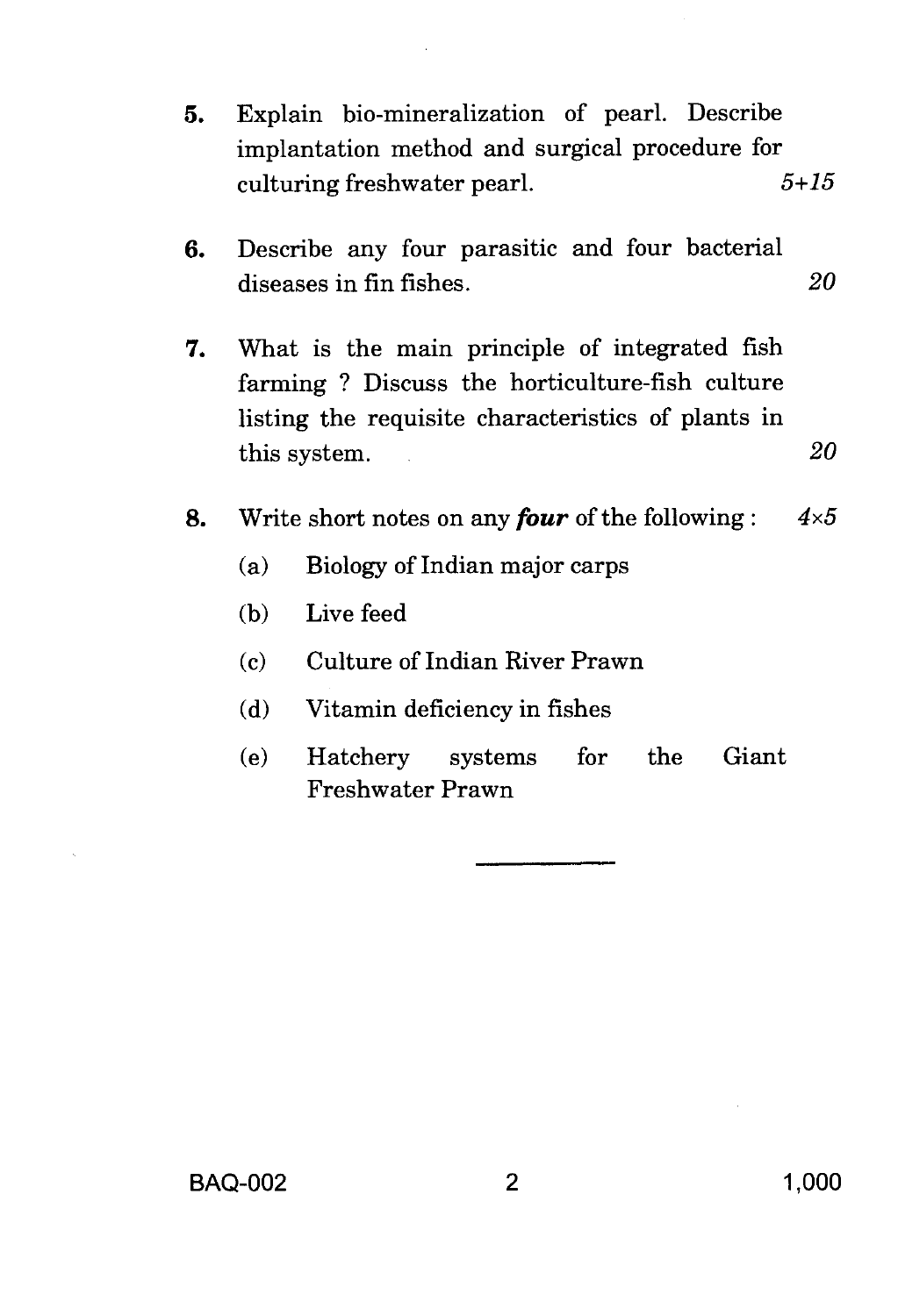5. Explain bio-mineralization of pearl. Describe implantation method and surgical procedure for culturing freshwater pearl. *5+15*

6. Describe any four parasitic and four bacterial diseases in fin fishes. *20*

7. What is the main principle of integrated fish farming ? Discuss the horticulture-fish culture listing the requisite characteristics of plants in this system. *20*

8. Write short notes on any ***four*** of the following : *4×5*

   (a) Biology of Indian major carps

   (b) Live feed

   (c) Culture of Indian River Prawn

   (d) Vitamin deficiency in fishes

   (e) Hatchery systems for the Giant Freshwater Prawn

BAQ-002 1,000